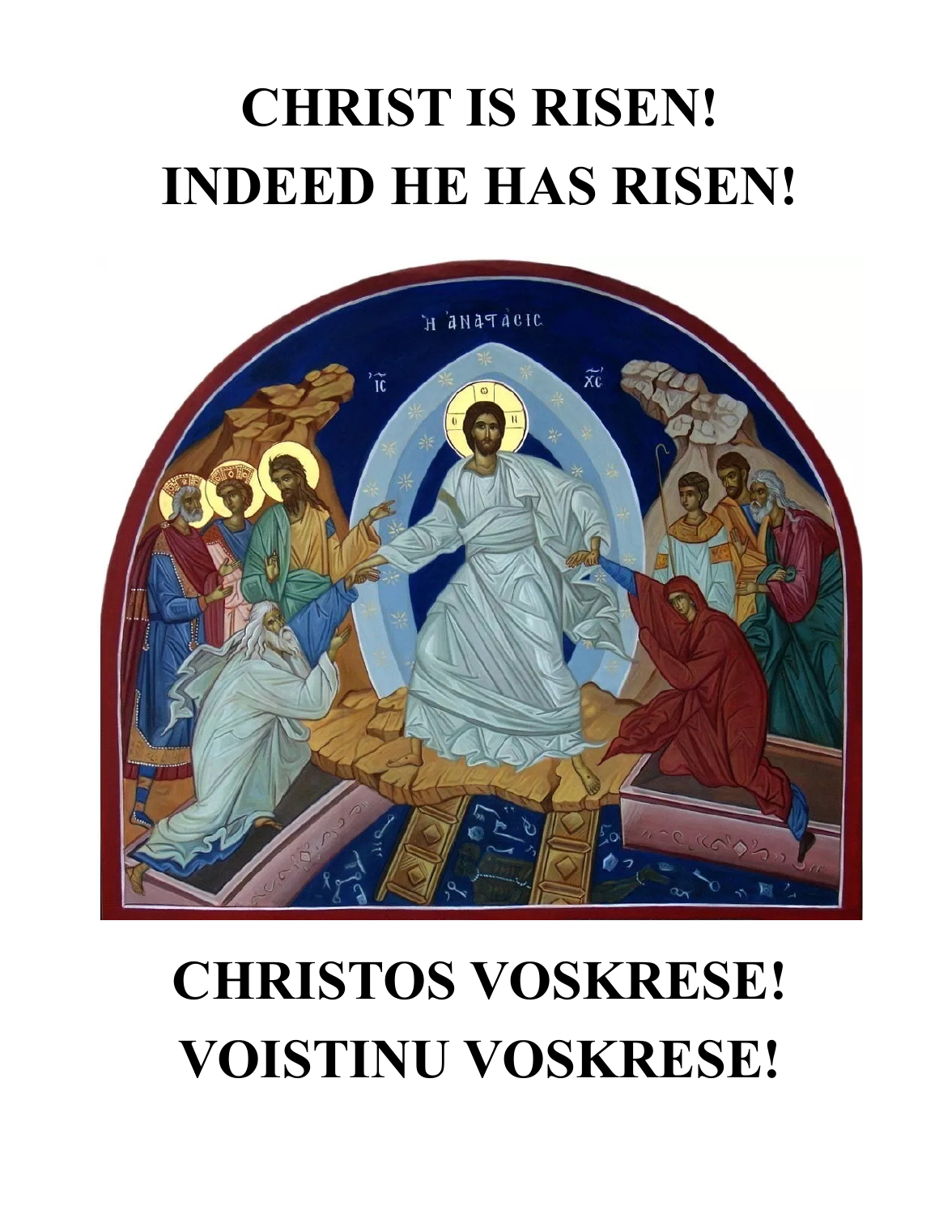# CHRIST IS RISEN!
# INDEED HE HAS RISEN!

# CHRISTOS VOSKRESE!
# VOISTINU VOSKRESE!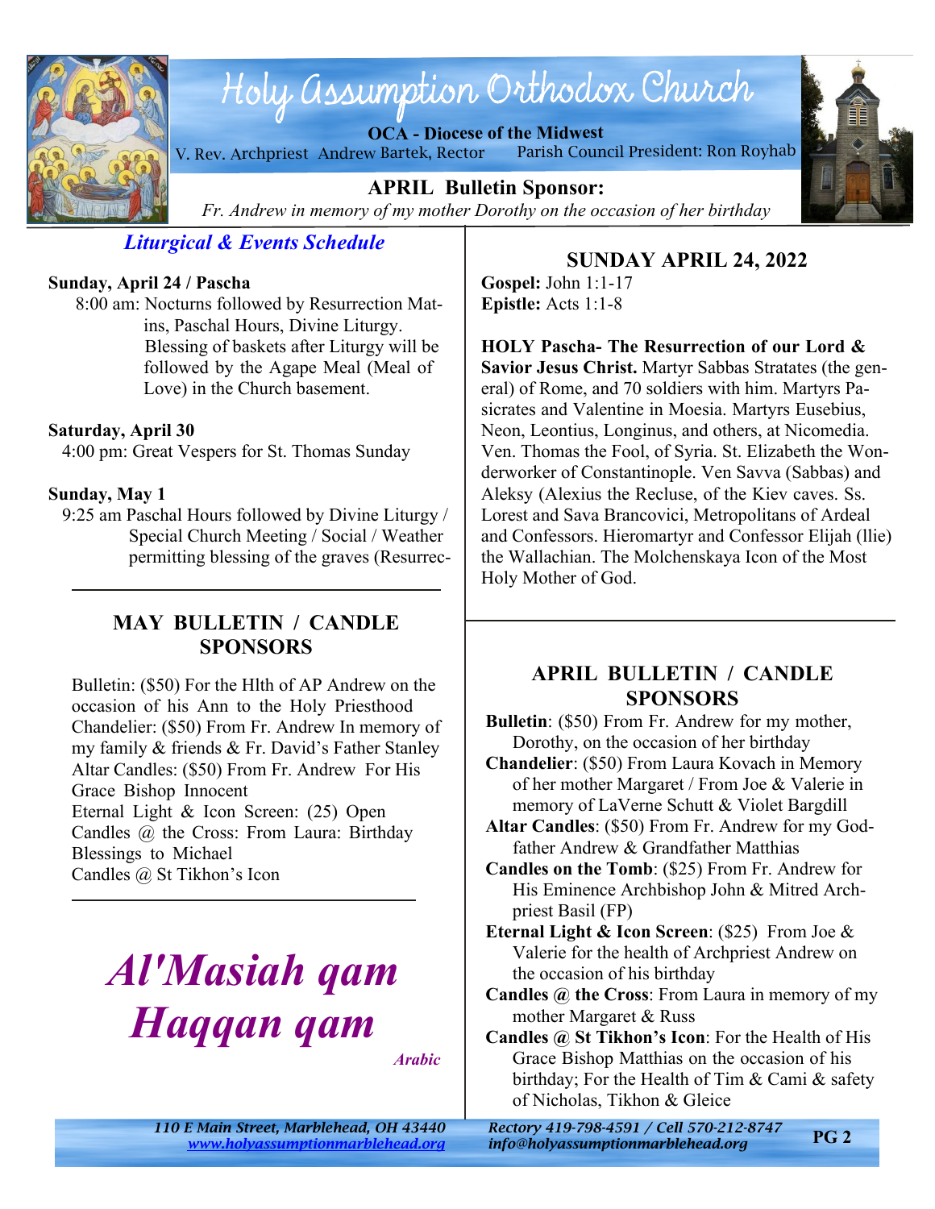# Holy Assumption Orthodox Church

**OCA - Diocese of the Midwest**

V. Rev. Archpriest Andrew Bartek, Rector    Parish Council President: Ron Royhab

**APRIL Bulletin Sponsor:**

*Fr. Andrew in memory of my mother Dorothy on the occasion of her birthday*

## *Liturgical & Events Schedule*

**Sunday, April 24 / Pascha**

8:00 am: Nocturns followed by Resurrection Matins, Paschal Hours, Divine Liturgy. Blessing of baskets after Liturgy will be followed by the Agape Meal (Meal of Love) in the Church basement.

**Saturday, April 30**

4:00 pm: Great Vespers for St. Thomas Sunday

**Sunday, May 1**

9:25 am Paschal Hours followed by Divine Liturgy / Special Church Meeting / Social / Weather permitting blessing of the graves (Resurrec-

## MAY BULLETIN / CANDLE SPONSORS

Bulletin: ($50) For the Hlth of AP Andrew on the occasion of his Ann to the Holy Priesthood
Chandelier: ($50) From Fr. Andrew In memory of my family & friends & Fr. David's Father Stanley
Altar Candles: ($50) From Fr. Andrew For His Grace Bishop Innocent
Eternal Light & Icon Screen: (25) Open
Candles @ the Cross: From Laura: Birthday Blessings to Michael
Candles @ St Tikhon's Icon

# *Al'Masiah qam Haqqan qam*

*Arabic*

## SUNDAY APRIL 24, 2022

**Gospel:** John 1:1-17
**Epistle:** Acts 1:1-8

**HOLY Pascha- The Resurrection of our Lord & Savior Jesus Christ.** Martyr Sabbas Stratates (the general) of Rome, and 70 soldiers with him. Martyrs Pasicrates and Valentine in Moesia. Martyrs Eusebius, Neon, Leontius, Longinus, and others, at Nicomedia. Ven. Thomas the Fool, of Syria. St. Elizabeth the Wonderworker of Constantinople. Ven Savva (Sabbas) and Aleksy (Alexius the Recluse, of the Kiev caves. Ss. Lorest and Sava Brancovici, Metropolitans of Ardeal and Confessors. Hieromartyr and Confessor Elijah (llie) the Wallachian. The Molchenskaya Icon of the Most Holy Mother of God.

## APRIL BULLETIN / CANDLE SPONSORS

**Bulletin**: ($50) From Fr. Andrew for my mother, Dorothy, on the occasion of her birthday
**Chandelier**: ($50) From Laura Kovach in Memory of her mother Margaret / From Joe & Valerie in memory of LaVerne Schutt & Violet Bargdill
**Altar Candles**: ($50) From Fr. Andrew for my Godfather Andrew & Grandfather Matthias
**Candles on the Tomb**: ($25) From Fr. Andrew for His Eminence Archbishop John & Mitred Archpriest Basil (FP)
**Eternal Light & Icon Screen**: ($25) From Joe & Valerie for the health of Archpriest Andrew on the occasion of his birthday
**Candles @ the Cross**: From Laura in memory of my mother Margaret & Russ
**Candles @ St Tikhon's Icon**: For the Health of His Grace Bishop Matthias on the occasion of his birthday; For the Health of Tim & Cami & safety of Nicholas, Tikhon & Gleice

*110 E Main Street, Marblehead, OH 43440*
*www.holyassumptionmarblehead.org*
*Rectory 419-798-4591 / Cell 570-212-8747*
*info@holyassumptionmarblehead.org*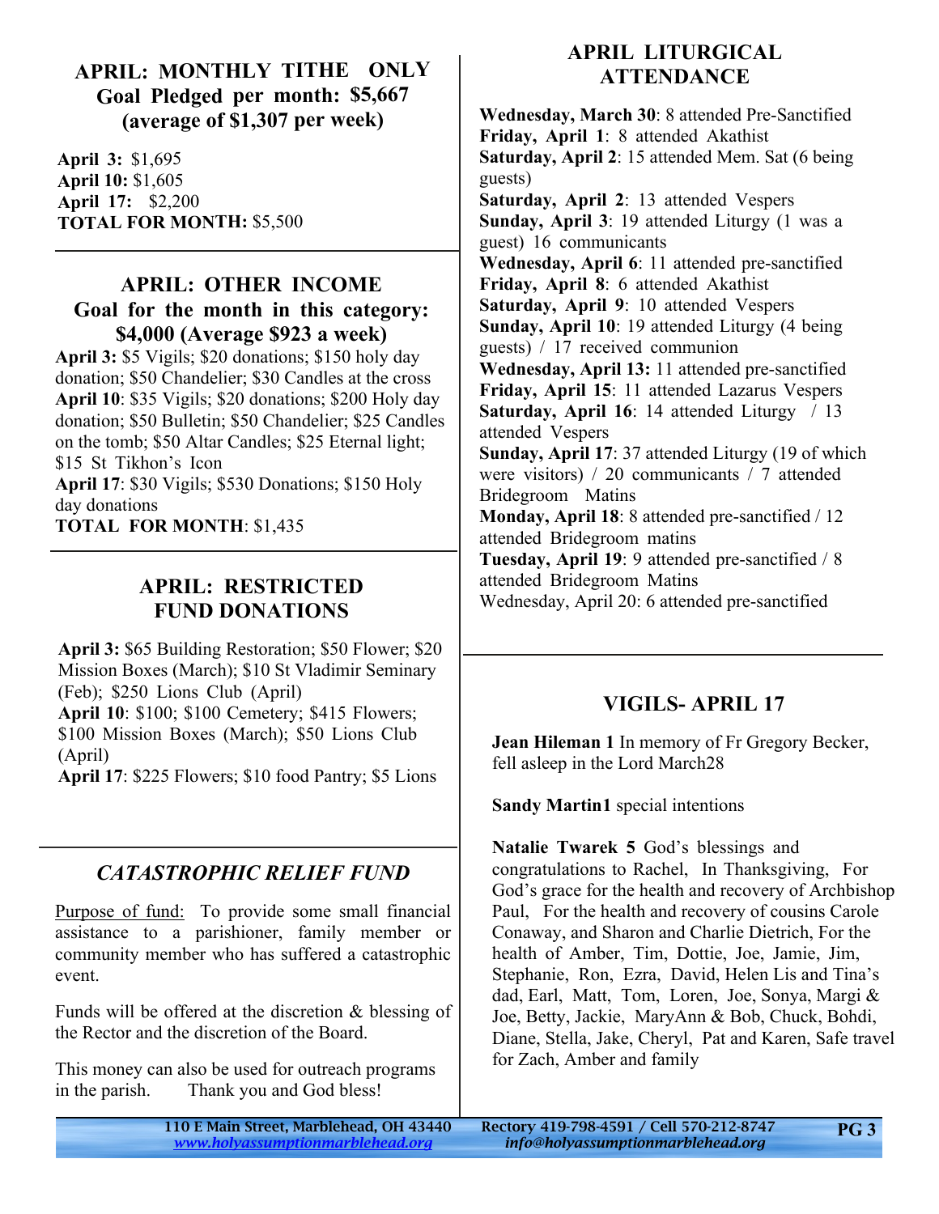## APRIL: MONTHLY TITHE ONLY

### Goal Pledged per month: $5,667 (average of $1,307 per week)

**April 3:** $1,695
**April 10:** $1,605
**April 17:** $2,200
**TOTAL FOR MONTH:** $5,500

## APRIL: OTHER INCOME

### Goal for the month in this category: $4,000 (Average $923 a week)

**April 3:** $5 Vigils; $20 donations; $150 holy day donation; $50 Chandelier; $30 Candles at the cross
**April 10**: $35 Vigils; $20 donations; $200 Holy day donation; $50 Bulletin; $50 Chandelier; $25 Candles on the tomb; $50 Altar Candles; $25 Eternal light; $15 St Tikhon's Icon
**April 17**: $30 Vigils; $530 Donations; $150 Holy day donations
**TOTAL FOR MONTH**: $1,435

## APRIL: RESTRICTED FUND DONATIONS

**April 3:** $65 Building Restoration; $50 Flower; $20 Mission Boxes (March); $10 St Vladimir Seminary (Feb); $250 Lions Club (April)
**April 10**: $100; $100 Cemetery; $415 Flowers; $100 Mission Boxes (March); $50 Lions Club (April)
**April 17**: $225 Flowers; $10 food Pantry; $5 Lions

## *CATASTROPHIC RELIEF FUND*

Purpose of fund: To provide some small financial assistance to a parishioner, family member or community member who has suffered a catastrophic event.

Funds will be offered at the discretion & blessing of the Rector and the discretion of the Board.

This money can also be used for outreach programs in the parish. Thank you and God bless!

## APRIL LITURGICAL ATTENDANCE

**Wednesday, March 30**: 8 attended Pre-Sanctified
**Friday, April 1**: 8 attended Akathist
**Saturday, April 2**: 15 attended Mem. Sat (6 being guests)
**Saturday, April 2**: 13 attended Vespers
**Sunday, April 3**: 19 attended Liturgy (1 was a guest) 16 communicants
**Wednesday, April 6**: 11 attended pre-sanctified
**Friday, April 8**: 6 attended Akathist
**Saturday, April 9**: 10 attended Vespers
**Sunday, April 10**: 19 attended Liturgy (4 being guests) / 17 received communion
**Wednesday, April 13:** 11 attended pre-sanctified
**Friday, April 15**: 11 attended Lazarus Vespers
**Saturday, April 16**: 14 attended Liturgy / 13 attended Vespers
**Sunday, April 17**: 37 attended Liturgy (19 of which were visitors) / 20 communicants / 7 attended Bridegroom Matins
**Monday, April 18**: 8 attended pre-sanctified / 12 attended Bridegroom matins
**Tuesday, April 19**: 9 attended pre-sanctified / 8 attended Bridegroom Matins
Wednesday, April 20: 6 attended pre-sanctified

## VIGILS- APRIL 17

**Jean Hileman 1** In memory of Fr Gregory Becker, fell asleep in the Lord March28

**Sandy Martin1** special intentions

**Natalie Twarek 5** God's blessings and congratulations to Rachel, In Thanksgiving, For God's grace for the health and recovery of Archbishop Paul, For the health and recovery of cousins Carole Conaway, and Sharon and Charlie Dietrich, For the health of Amber, Tim, Dottie, Joe, Jamie, Jim, Stephanie, Ron, Ezra, David, Helen Lis and Tina's dad, Earl, Matt, Tom, Loren, Joe, Sonya, Margi & Joe, Betty, Jackie, MaryAnn & Bob, Chuck, Bohdi, Diane, Stella, Jake, Cheryl, Pat and Karen, Safe travel for Zach, Amber and family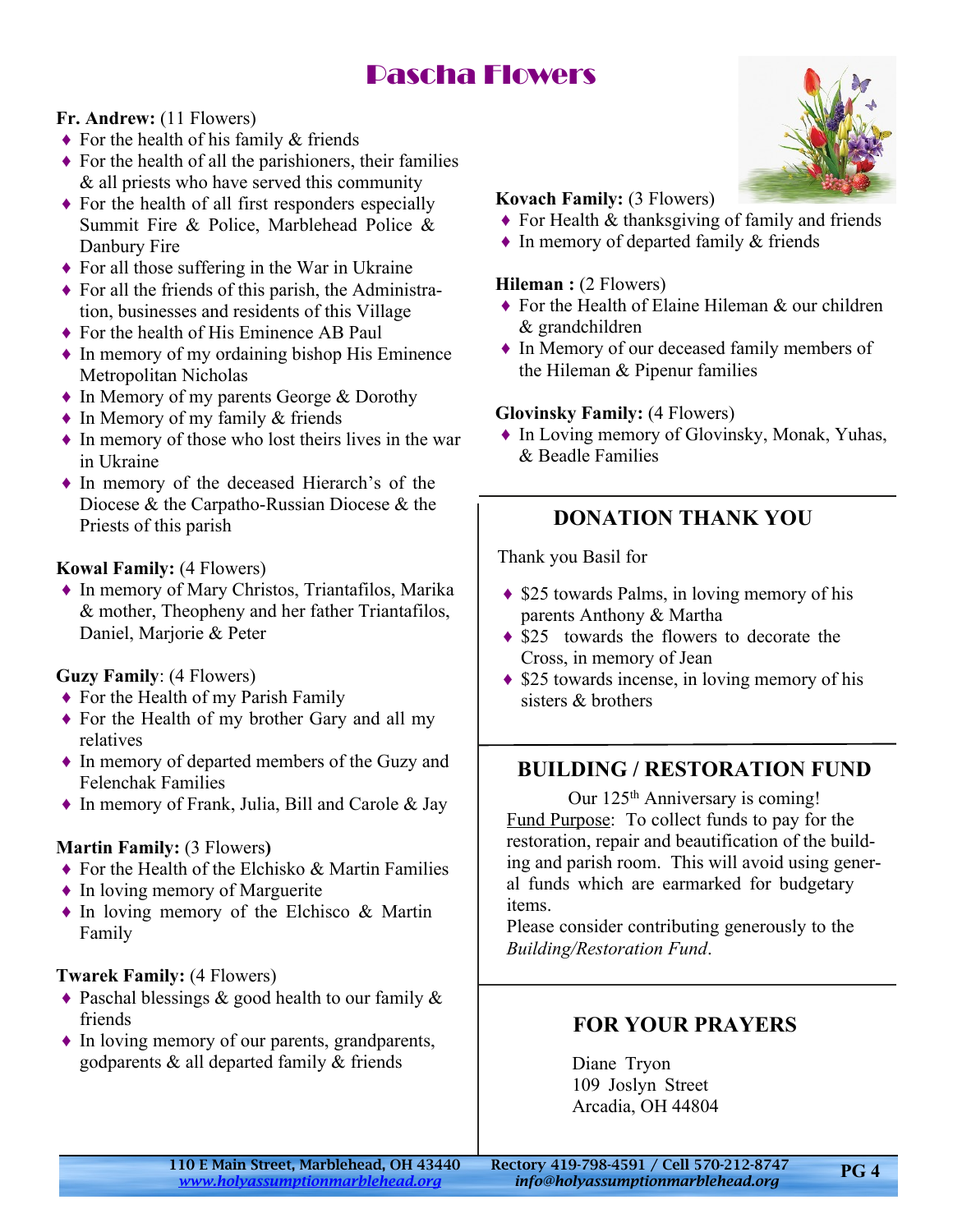# Pascha Flowers

**Fr. Andrew:** (11 Flowers)

- For the health of his family & friends
- For the health of all the parishioners, their families & all priests who have served this community
- For the health of all first responders especially Summit Fire & Police, Marblehead Police & Danbury Fire
- For all those suffering in the War in Ukraine
- For all the friends of this parish, the Administration, businesses and residents of this Village
- For the health of His Eminence AB Paul
- In memory of my ordaining bishop His Eminence Metropolitan Nicholas
- In Memory of my parents George & Dorothy
- In Memory of my family & friends
- In memory of those who lost theirs lives in the war in Ukraine
- In memory of the deceased Hierarch's of the Diocese & the Carpatho-Russian Diocese & the Priests of this parish

**Kowal Family:** (4 Flowers)

- In memory of Mary Christos, Triantafilos, Marika & mother, Theopheny and her father Triantafilos, Daniel, Marjorie & Peter

**Guzy Family**: (4 Flowers)

- For the Health of my Parish Family
- For the Health of my brother Gary and all my relatives
- In memory of departed members of the Guzy and Felenchak Families
- In memory of Frank, Julia, Bill and Carole & Jay

**Martin Family:** (3 Flowers**)**

- For the Health of the Elchisko & Martin Families
- In loving memory of Marguerite
- In loving memory of the Elchisco & Martin Family

**Twarek Family:** (4 Flowers)

- Paschal blessings & good health to our family & friends
- In loving memory of our parents, grandparents, godparents & all departed family & friends

**Kovach Family:** (3 Flowers)

- For Health & thanksgiving of family and friends
- In memory of departed family & friends

**Hileman :** (2 Flowers)

- For the Health of Elaine Hileman & our children & grandchildren
- In Memory of our deceased family members of the Hileman & Pipenur families

**Glovinsky Family:** (4 Flowers)

- In Loving memory of Glovinsky, Monak, Yuhas, & Beadle Families

## DONATION THANK YOU

Thank you Basil for

- $25 towards Palms, in loving memory of his parents Anthony & Martha
- $25 towards the flowers to decorate the Cross, in memory of Jean
- $25 towards incense, in loving memory of his sisters & brothers

## BUILDING / RESTORATION FUND

Our 125th Anniversary is coming!

Fund Purpose: To collect funds to pay for the restoration, repair and beautification of the building and parish room. This will avoid using general funds which are earmarked for budgetary items.

Please consider contributing generously to the *Building/Restoration Fund*.

## FOR YOUR PRAYERS

Diane Tryon
109 Joslyn Street
Arcadia, OH 44804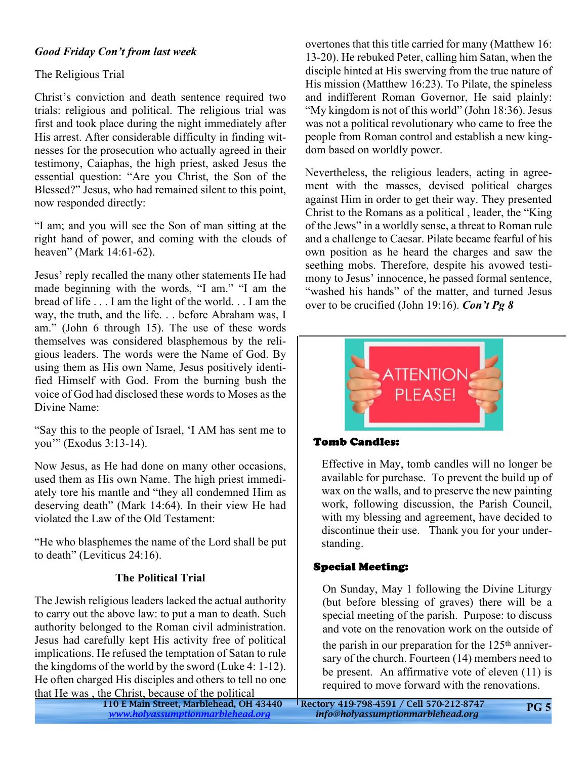***Good Friday Con't from last week***

The Religious Trial

Christ's conviction and death sentence required two trials: religious and political. The religious trial was first and took place during the night immediately after His arrest. After considerable difficulty in finding witnesses for the prosecution who actually agreed in their testimony, Caiaphas, the high priest, asked Jesus the essential question: "Are you Christ, the Son of the Blessed?" Jesus, who had remained silent to this point, now responded directly:

"I am; and you will see the Son of man sitting at the right hand of power, and coming with the clouds of heaven" (Mark 14:61-62).

Jesus' reply recalled the many other statements He had made beginning with the words, "I am." "I am the bread of life . . . I am the light of the world. . . I am the way, the truth, and the life. . . before Abraham was, I am." (John 6 through 15). The use of these words themselves was considered blasphemous by the religious leaders. The words were the Name of God. By using them as His own Name, Jesus positively identified Himself with God. From the burning bush the voice of God had disclosed these words to Moses as the Divine Name:

"Say this to the people of Israel, 'I AM has sent me to you'" (Exodus 3:13-14).

Now Jesus, as He had done on many other occasions, used them as His own Name. The high priest immediately tore his mantle and "they all condemned Him as deserving death" (Mark 14:64). In their view He had violated the Law of the Old Testament:

"He who blasphemes the name of the Lord shall be put to death" (Leviticus 24:16).

**The Political Trial**

The Jewish religious leaders lacked the actual authority to carry out the above law: to put a man to death. Such authority belonged to the Roman civil administration. Jesus had carefully kept His activity free of political implications. He refused the temptation of Satan to rule the kingdoms of the world by the sword (Luke 4: 1-12). He often charged His disciples and others to tell no one that He was , the Christ, because of the political overtones that this title carried for many (Matthew 16: 13-20). He rebuked Peter, calling him Satan, when the disciple hinted at His swerving from the true nature of His mission (Matthew 16:23). To Pilate, the spineless and indifferent Roman Governor, He said plainly: "My kingdom is not of this world" (John 18:36). Jesus was not a political revolutionary who came to free the people from Roman control and establish a new kingdom based on worldly power.

Nevertheless, the religious leaders, acting in agreement with the masses, devised political charges against Him in order to get their way. They presented Christ to the Romans as a political , leader, the "King of the Jews" in a worldly sense, a threat to Roman rule and a challenge to Caesar. Pilate became fearful of his own position as he heard the charges and saw the seething mobs. Therefore, despite his avowed testimony to Jesus' innocence, he passed formal sentence, "washed his hands" of the matter, and turned Jesus over to be crucified (John 19:16). ***Con't Pg 8***

ATTENTION PLEASE!

**Tomb Candles:**

Effective in May, tomb candles will no longer be available for purchase. To prevent the build up of wax on the walls, and to preserve the new painting work, following discussion, the Parish Council, with my blessing and agreement, have decided to discontinue their use. Thank you for your understanding.

**Special Meeting:**

On Sunday, May 1 following the Divine Liturgy (but before blessing of graves) there will be a special meeting of the parish. Purpose: to discuss and vote on the renovation work on the outside of the parish in our preparation for the 125th anniversary of the church. Fourteen (14) members need to be present. An affirmative vote of eleven (11) is required to move forward with the renovations.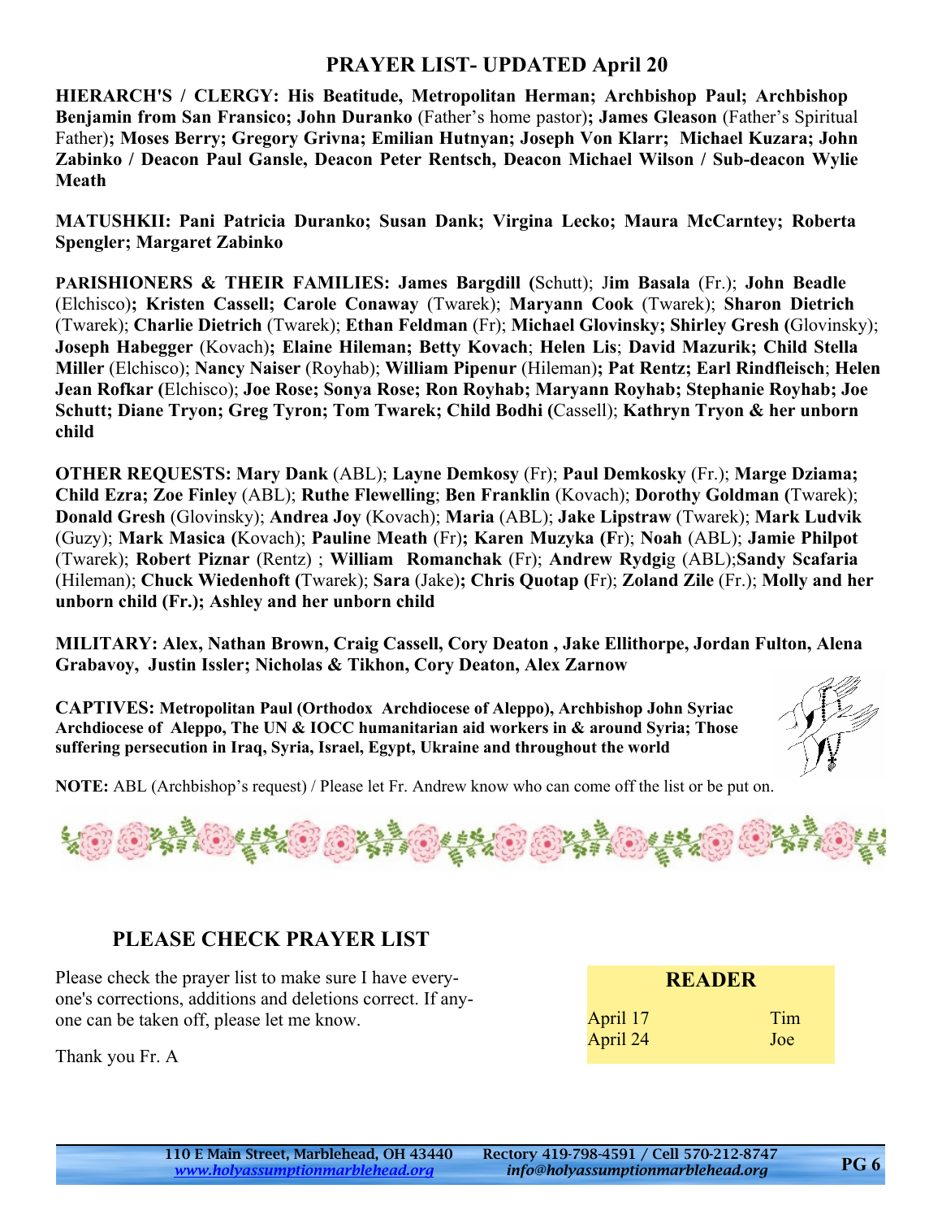## PRAYER LIST- UPDATED April 20

**HIERARCH'S / CLERGY: His Beatitude, Metropolitan Herman; Archbishop Paul; Archbishop Benjamin from San Fransico; John Duranko** (Father's home pastor)**; James Gleason** (Father's Spiritual Father)**; Moses Berry; Gregory Grivna; Emilian Hutnyan; Joseph Von Klarr; Michael Kuzara; John Zabinko / Deacon Paul Gansle, Deacon Peter Rentsch, Deacon Michael Wilson / Sub-deacon Wylie Meath**

**MATUSHKII: Pani Patricia Duranko; Susan Dank; Virgina Lecko; Maura McCarntey; Roberta Spengler; Margaret Zabinko**

**PARISHIONERS & THEIR FAMILIES: James Bargdill (**Schutt); J**im Basala** (Fr.); **John Beadle** (Elchisco)**; Kristen Cassell; Carole Conaway** (Twarek); **Maryann Cook** (Twarek); **Sharon Dietrich** (Twarek); **Charlie Dietrich** (Twarek); **Ethan Feldman** (Fr); **Michael Glovinsky; Shirley Gresh (**Glovinsky); **Joseph Habegger** (Kovach)**; Elaine Hileman; Betty Kovach**; **Helen Lis**; **David Mazurik; Child Stella Miller** (Elchisco); **Nancy Naiser** (Royhab); **William Pipenur** (Hileman)**; Pat Rentz; Earl Rindfleisch**; **Helen Jean Rofkar (**Elchisco); **Joe Rose; Sonya Rose; Ron Royhab; Maryann Royhab; Stephanie Royhab; Joe Schutt; Diane Tryon; Greg Tyron; Tom Twarek; Child Bodhi (**Cassell); **Kathryn Tryon & her unborn child**

**OTHER REQUESTS: Mary Dank** (ABL); **Layne Demkosy** (Fr); **Paul Demkosky** (Fr.); **Marge Dziama; Child Ezra; Zoe Finley** (ABL); **Ruthe Flewelling**; **Ben Franklin** (Kovach); **Dorothy Goldman (**Twarek); **Donald Gresh** (Glovinsky); **Andrea Joy** (Kovach); **Maria** (ABL); **Jake Lipstraw** (Twarek); **Mark Ludvik** (Guzy); **Mark Masica (**Kovach); **Pauline Meath** (Fr)**; Karen Muzyka (F**r); **Noah** (ABL); **Jamie Philpot** (Twarek); **Robert Piznar** (Rentz) ; **William Romanchak** (Fr); **Andrew Rydgi**g (ABL);**Sandy Scafaria** (Hileman); **Chuck Wiedenhoft (**Twarek); **Sara** (Jake)**; Chris Quotap (**Fr); **Zoland Zile** (Fr.); **Molly and her unborn child (Fr.); Ashley and her unborn child**

**MILITARY: Alex, Nathan Brown, Craig Cassell, Cory Deaton , Jake Ellithorpe, Jordan Fulton, Alena Grabavoy, Justin Issler; Nicholas & Tikhon, Cory Deaton, Alex Zarnow**

**CAPTIVES: Metropolitan Paul (Orthodox Archdiocese of Aleppo), Archbishop John Syriac Archdiocese of Aleppo, The UN & IOCC humanitarian aid workers in & around Syria; Those suffering persecution in Iraq, Syria, Israel, Egypt, Ukraine and throughout the world**

**NOTE:** ABL (Archbishop's request) / Please let Fr. Andrew know who can come off the list or be put on.

### PLEASE CHECK PRAYER LIST

Please check the prayer list to make sure I have everyone's corrections, additions and deletions correct. If anyone can be taken off, please let me know.

Thank you Fr. A

| READER | |
|---|---|
| April 17 | Tim |
| April 24 | Joe |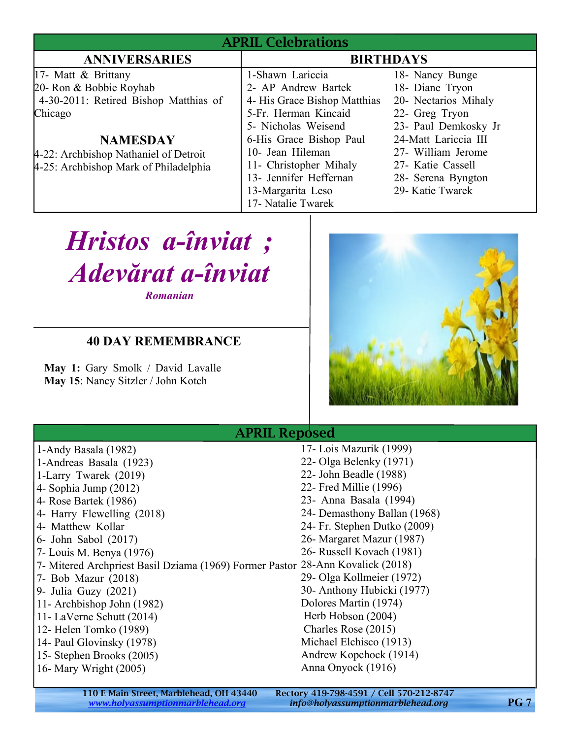## APRIL Celebrations

### ANNIVERSARIES

17- Matt & Brittany
20- Ron & Bobbie Royhab
4-30-2011: Retired Bishop Matthias of Chicago

### NAMESDAY

4-22: Archbishop Nathaniel of Detroit
4-25: Archbishop Mark of Philadelphia

### BIRTHDAYS

1-Shawn Lariccia
2- AP Andrew Bartek
4- His Grace Bishop Matthias
5-Fr. Herman Kincaid
5- Nicholas Weisend
6-His Grace Bishop Paul
10- Jean Hileman
11- Christopher Mihaly
13- Jennifer Heffernan
13-Margarita Leso
17- Natalie Twarek
18- Nancy Bunge
18- Diane Tryon
20- Nectarios Mihaly
22- Greg Tryon
23- Paul Demkosky Jr
24-Matt Lariccia III
27- William Jerome
27- Katie Cassell
28- Serena Byngton
29- Katie Twarek

# *Hristos a-înviat ; Adevărat a-înviat*

*Romanian*

### 40 DAY REMEMBRANCE

**May 1:** Gary Smolk / David Lavalle
**May 15**: Nancy Sitzler / John Kotch

## APRIL Reposed

1-Andy Basala (1982)
1-Andreas Basala (1923)
1-Larry Twarek (2019)
4- Sophia Jump (2012)
4- Rose Bartek (1986)
4- Harry Flewelling (2018)
4- Matthew Kollar
6- John Sabol (2017)
7- Louis M. Benya (1976)
7- Mitered Archpriest Basil Dziama (1969) Former Pastor
7- Bob Mazur (2018)
9- Julia Guzy (2021)
11- Archbishop John (1982)
11- LaVerne Schutt (2014)
12- Helen Tomko (1989)
14- Paul Glovinsky (1978)
15- Stephen Brooks (2005)
16- Mary Wright (2005)
17- Lois Mazurik (1999)
22- Olga Belenky (1971)
22- John Beadle (1988)
22- Fred Millie (1996)
23- Anna Basala (1994)
24- Demasthony Ballan (1968)
24- Fr. Stephen Dutko (2009)
26- Margaret Mazur (1987)
26- Russell Kovach (1981)
28-Ann Kovalick (2018)
29- Olga Kollmeier (1972)
30- Anthony Hubicki (1977)
Dolores Martin (1974)
Herb Hobson (2004)
Charles Rose (2015)
Michael Elchisco (1913)
Andrew Kopchock (1914)
Anna Onyock (1916)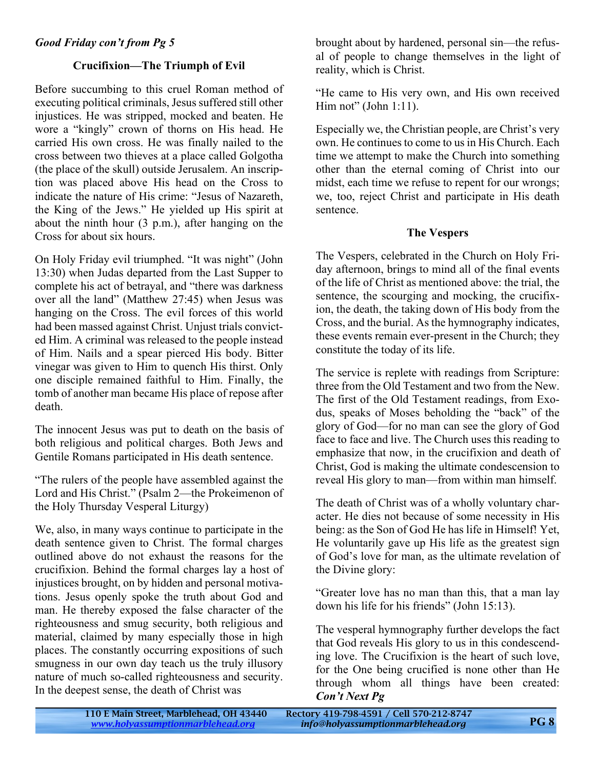*Good Friday con't from Pg 5*

### Crucifixion—The Triumph of Evil

Before succumbing to this cruel Roman method of executing political criminals, Jesus suffered still other injustices. He was stripped, mocked and beaten. He wore a "kingly" crown of thorns on His head. He carried His own cross. He was finally nailed to the cross between two thieves at a place called Golgotha (the place of the skull) outside Jerusalem. An inscription was placed above His head on the Cross to indicate the nature of His crime: "Jesus of Nazareth, the King of the Jews." He yielded up His spirit at about the ninth hour (3 p.m.), after hanging on the Cross for about six hours.

On Holy Friday evil triumphed. "It was night" (John 13:30) when Judas departed from the Last Supper to complete his act of betrayal, and "there was darkness over all the land" (Matthew 27:45) when Jesus was hanging on the Cross. The evil forces of this world had been massed against Christ. Unjust trials convicted Him. A criminal was released to the people instead of Him. Nails and a spear pierced His body. Bitter vinegar was given to Him to quench His thirst. Only one disciple remained faithful to Him. Finally, the tomb of another man became His place of repose after death.

The innocent Jesus was put to death on the basis of both religious and political charges. Both Jews and Gentile Romans participated in His death sentence.

"The rulers of the people have assembled against the Lord and His Christ." (Psalm 2—the Prokeimenon of the Holy Thursday Vesperal Liturgy)

We, also, in many ways continue to participate in the death sentence given to Christ. The formal charges outlined above do not exhaust the reasons for the crucifixion. Behind the formal charges lay a host of injustices brought, on by hidden and personal motivations. Jesus openly spoke the truth about God and man. He thereby exposed the false character of the righteousness and smug security, both religious and material, claimed by many especially those in high places. The constantly occurring expositions of such smugness in our own day teach us the truly illusory nature of much so-called righteousness and security. In the deepest sense, the death of Christ was brought about by hardened, personal sin—the refusal of people to change themselves in the light of reality, which is Christ.

"He came to His very own, and His own received Him not" (John 1:11).

Especially we, the Christian people, are Christ's very own. He continues to come to us in His Church. Each time we attempt to make the Church into something other than the eternal coming of Christ into our midst, each time we refuse to repent for our wrongs; we, too, reject Christ and participate in His death sentence.

### The Vespers

The Vespers, celebrated in the Church on Holy Friday afternoon, brings to mind all of the final events of the life of Christ as mentioned above: the trial, the sentence, the scourging and mocking, the crucifixion, the death, the taking down of His body from the Cross, and the burial. As the hymnography indicates, these events remain ever-present in the Church; they constitute the today of its life.

The service is replete with readings from Scripture: three from the Old Testament and two from the New. The first of the Old Testament readings, from Exodus, speaks of Moses beholding the "back" of the glory of God—for no man can see the glory of God face to face and live. The Church uses this reading to emphasize that now, in the crucifixion and death of Christ, God is making the ultimate condescension to reveal His glory to man—from within man himself.

The death of Christ was of a wholly voluntary character. He dies not because of some necessity in His being: as the Son of God He has life in Himself! Yet, He voluntarily gave up His life as the greatest sign of God's love for man, as the ultimate revelation of the Divine glory:

"Greater love has no man than this, that a man lay down his life for his friends" (John 15:13).

The vesperal hymnography further develops the fact that God reveals His glory to us in this condescending love. The Crucifixion is the heart of such love, for the One being crucified is none other than He through whom all things have been created: ***Con't Next Pg***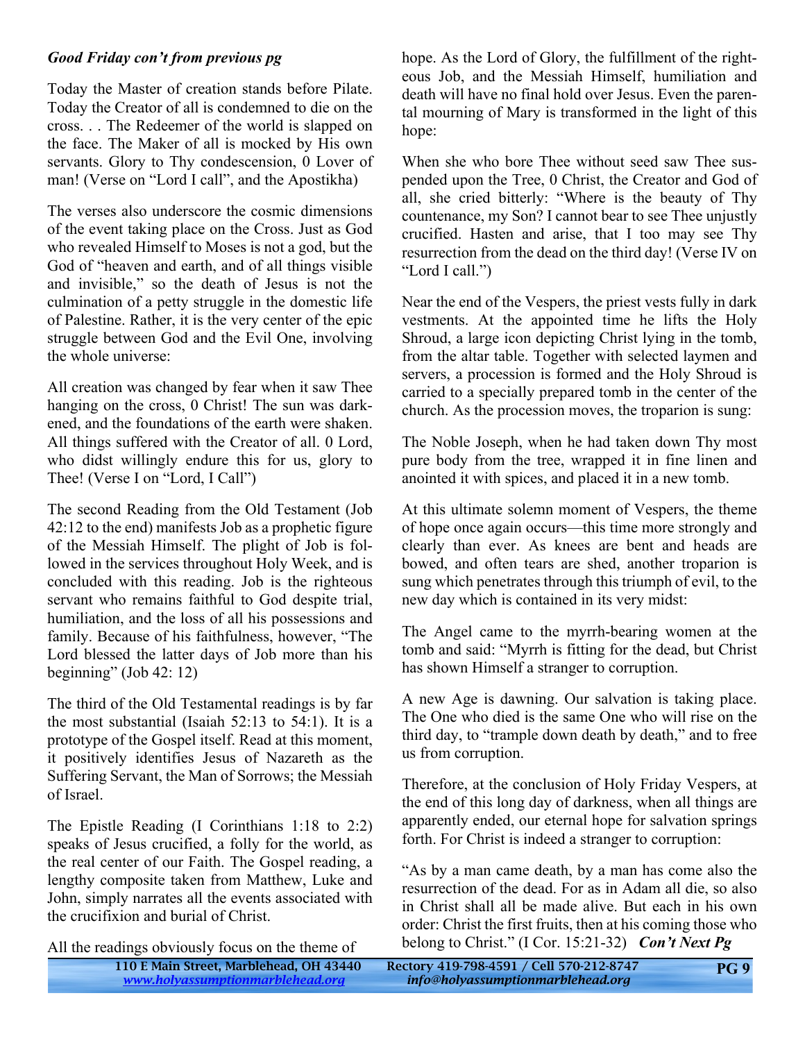*Good Friday con't from previous pg*

Today the Master of creation stands before Pilate. Today the Creator of all is condemned to die on the cross. . . The Redeemer of the world is slapped on the face. The Maker of all is mocked by His own servants. Glory to Thy condescension, 0 Lover of man! (Verse on "Lord I call", and the Apostikha)

The verses also underscore the cosmic dimensions of the event taking place on the Cross. Just as God who revealed Himself to Moses is not a god, but the God of "heaven and earth, and of all things visible and invisible," so the death of Jesus is not the culmination of a petty struggle in the domestic life of Palestine. Rather, it is the very center of the epic struggle between God and the Evil One, involving the whole universe:

All creation was changed by fear when it saw Thee hanging on the cross, 0 Christ! The sun was darkened, and the foundations of the earth were shaken. All things suffered with the Creator of all. 0 Lord, who didst willingly endure this for us, glory to Thee! (Verse I on "Lord, I Call")

The second Reading from the Old Testament (Job 42:12 to the end) manifests Job as a prophetic figure of the Messiah Himself. The plight of Job is followed in the services throughout Holy Week, and is concluded with this reading. Job is the righteous servant who remains faithful to God despite trial, humiliation, and the loss of all his possessions and family. Because of his faithfulness, however, "The Lord blessed the latter days of Job more than his beginning" (Job 42: 12)

The third of the Old Testamental readings is by far the most substantial (Isaiah 52:13 to 54:1). It is a prototype of the Gospel itself. Read at this moment, it positively identifies Jesus of Nazareth as the Suffering Servant, the Man of Sorrows; the Messiah of Israel.

The Epistle Reading (I Corinthians 1:18 to 2:2) speaks of Jesus crucified, a folly for the world, as the real center of our Faith. The Gospel reading, a lengthy composite taken from Matthew, Luke and John, simply narrates all the events associated with the crucifixion and burial of Christ.

All the readings obviously focus on the theme of hope. As the Lord of Glory, the fulfillment of the righteous Job, and the Messiah Himself, humiliation and death will have no final hold over Jesus. Even the parental mourning of Mary is transformed in the light of this hope:

When she who bore Thee without seed saw Thee suspended upon the Tree, 0 Christ, the Creator and God of all, she cried bitterly: "Where is the beauty of Thy countenance, my Son? I cannot bear to see Thee unjustly crucified. Hasten and arise, that I too may see Thy resurrection from the dead on the third day! (Verse IV on "Lord I call.")

Near the end of the Vespers, the priest vests fully in dark vestments. At the appointed time he lifts the Holy Shroud, a large icon depicting Christ lying in the tomb, from the altar table. Together with selected laymen and servers, a procession is formed and the Holy Shroud is carried to a specially prepared tomb in the center of the church. As the procession moves, the troparion is sung:

The Noble Joseph, when he had taken down Thy most pure body from the tree, wrapped it in fine linen and anointed it with spices, and placed it in a new tomb.

At this ultimate solemn moment of Vespers, the theme of hope once again occurs—this time more strongly and clearly than ever. As knees are bent and heads are bowed, and often tears are shed, another troparion is sung which penetrates through this triumph of evil, to the new day which is contained in its very midst:

The Angel came to the myrrh-bearing women at the tomb and said: "Myrrh is fitting for the dead, but Christ has shown Himself a stranger to corruption.

A new Age is dawning. Our salvation is taking place. The One who died is the same One who will rise on the third day, to "trample down death by death," and to free us from corruption.

Therefore, at the conclusion of Holy Friday Vespers, at the end of this long day of darkness, when all things are apparently ended, our eternal hope for salvation springs forth. For Christ is indeed a stranger to corruption:

"As by a man came death, by a man has come also the resurrection of the dead. For as in Adam all die, so also in Christ shall all be made alive. But each in his own order: Christ the first fruits, then at his coming those who belong to Christ." (I Cor. 15:21-32) ***Con't Next Pg***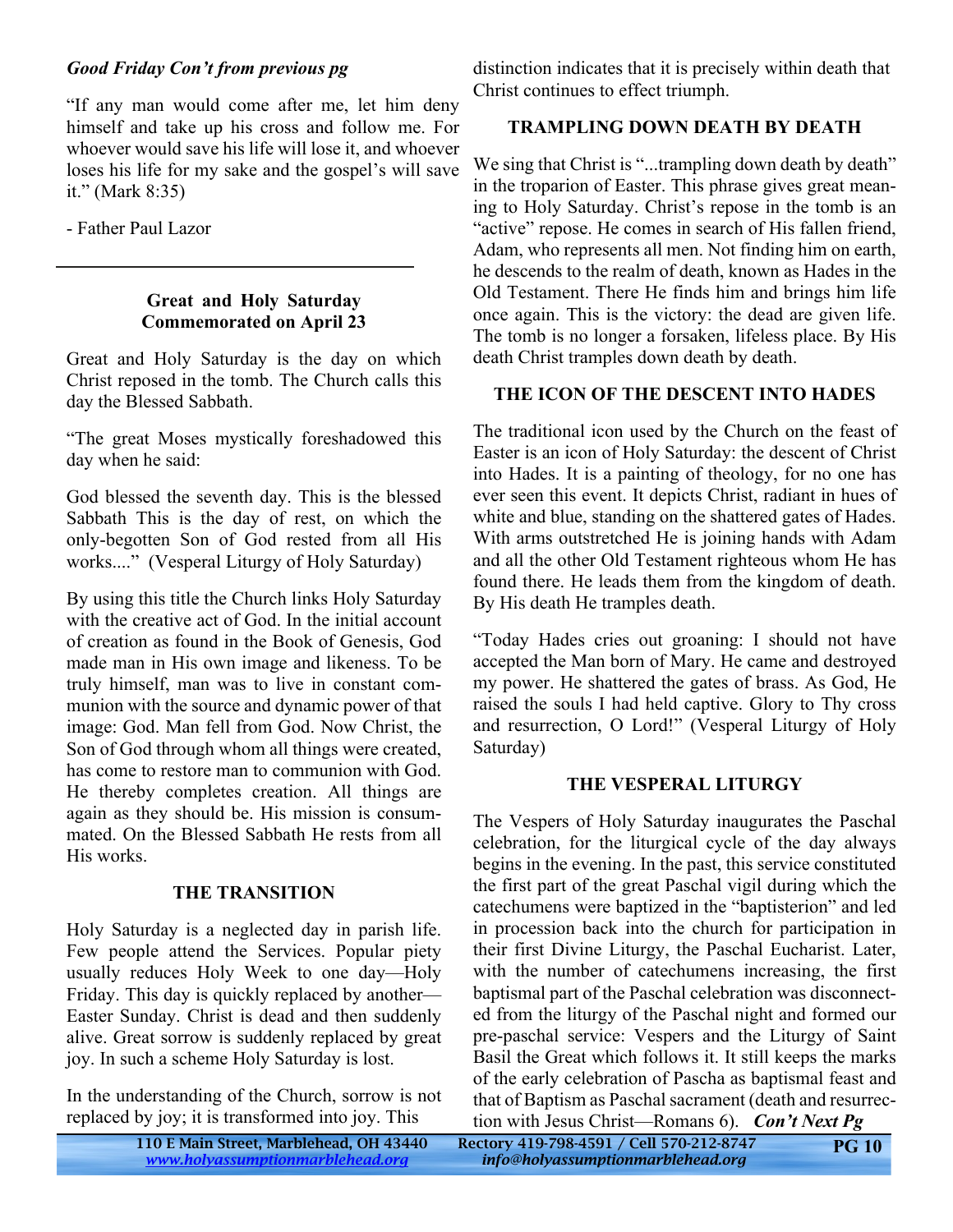*Good Friday Con't from previous pg*

"If any man would come after me, let him deny himself and take up his cross and follow me. For whoever would save his life will lose it, and whoever loses his life for my sake and the gospel's will save it." (Mark 8:35)

- Father Paul Lazor

---

**Great and Holy Saturday**
**Commemorated on April 23**

Great and Holy Saturday is the day on which Christ reposed in the tomb. The Church calls this day the Blessed Sabbath.

"The great Moses mystically foreshadowed this day when he said:

God blessed the seventh day. This is the blessed Sabbath This is the day of rest, on which the only-begotten Son of God rested from all His works...." (Vesperal Liturgy of Holy Saturday)

By using this title the Church links Holy Saturday with the creative act of God. In the initial account of creation as found in the Book of Genesis, God made man in His own image and likeness. To be truly himself, man was to live in constant communion with the source and dynamic power of that image: God. Man fell from God. Now Christ, the Son of God through whom all things were created, has come to restore man to communion with God. He thereby completes creation. All things are again as they should be. His mission is consummated. On the Blessed Sabbath He rests from all His works.

**THE TRANSITION**

Holy Saturday is a neglected day in parish life. Few people attend the Services. Popular piety usually reduces Holy Week to one day—Holy Friday. This day is quickly replaced by another—Easter Sunday. Christ is dead and then suddenly alive. Great sorrow is suddenly replaced by great joy. In such a scheme Holy Saturday is lost.

In the understanding of the Church, sorrow is not replaced by joy; it is transformed into joy. This distinction indicates that it is precisely within death that Christ continues to effect triumph.

**TRAMPLING DOWN DEATH BY DEATH**

We sing that Christ is "...trampling down death by death" in the troparion of Easter. This phrase gives great meaning to Holy Saturday. Christ's repose in the tomb is an "active" repose. He comes in search of His fallen friend, Adam, who represents all men. Not finding him on earth, he descends to the realm of death, known as Hades in the Old Testament. There He finds him and brings him life once again. This is the victory: the dead are given life. The tomb is no longer a forsaken, lifeless place. By His death Christ tramples down death by death.

**THE ICON OF THE DESCENT INTO HADES**

The traditional icon used by the Church on the feast of Easter is an icon of Holy Saturday: the descent of Christ into Hades. It is a painting of theology, for no one has ever seen this event. It depicts Christ, radiant in hues of white and blue, standing on the shattered gates of Hades. With arms outstretched He is joining hands with Adam and all the other Old Testament righteous whom He has found there. He leads them from the kingdom of death. By His death He tramples death.

"Today Hades cries out groaning: I should not have accepted the Man born of Mary. He came and destroyed my power. He shattered the gates of brass. As God, He raised the souls I had held captive. Glory to Thy cross and resurrection, O Lord!" (Vesperal Liturgy of Holy Saturday)

**THE VESPERAL LITURGY**

The Vespers of Holy Saturday inaugurates the Paschal celebration, for the liturgical cycle of the day always begins in the evening. In the past, this service constituted the first part of the great Paschal vigil during which the catechumens were baptized in the "baptisterion" and led in procession back into the church for participation in their first Divine Liturgy, the Paschal Eucharist. Later, with the number of catechumens increasing, the first baptismal part of the Paschal celebration was disconnected from the liturgy of the Paschal night and formed our pre-paschal service: Vespers and the Liturgy of Saint Basil the Great which follows it. It still keeps the marks of the early celebration of Pascha as baptismal feast and that of Baptism as Paschal sacrament (death and resurrection with Jesus Christ—Romans 6). ***Con't Next Pg***